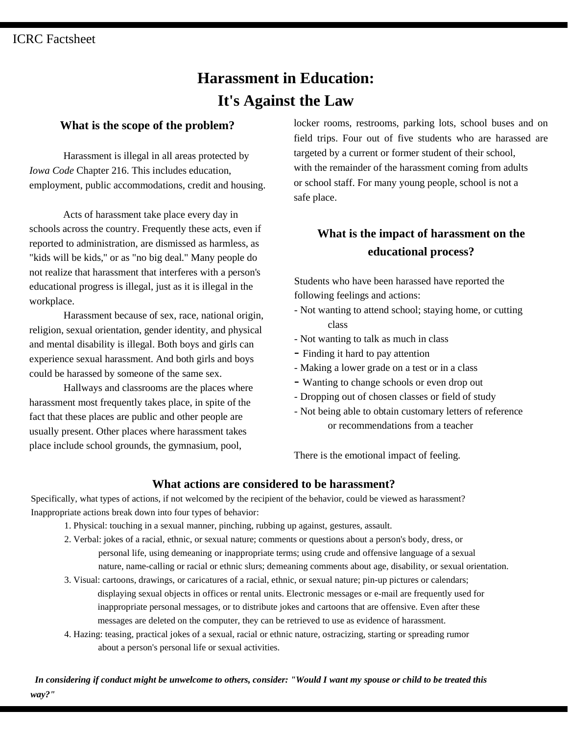ICRC Factsheet

# Harassment in Education: It's Against the Law

## What is the scope of the problem?

Harassment is illegal in all areas protected by *Iowa Code* Chapter 216. This includes education, employment, public accommodations, credit and housing.

Acts of harassment take place every day in schools across the country. Frequently these acts, even if reported to administration, are dismissed as harmless, as "kids will be kids," or as "no big deal." Many people do not realize that harassment that interferes with a person's educational progress is illegal, just as it is illegal in the workplace.

Harassment because of sex, race, national origin, religion, sexual orientation, gender identity, and physical and mental disability is illegal. Both boys and girls can experience sexual harassment. And both girls and boys could be harassed by someone of the same sex.

Hallways and classrooms are the places where harassment most frequently takes place, in spite of the fact that these places are public and other people are usually present. Other places where harassment takes place include school grounds, the gymnasium, pool, locker rooms, restrooms, parking lots, school buses and on field trips. Four out of five students who are harassed are targeted by a current or former student of their school, with the remainder of the harassment coming from adults or school staff. For many young people, school is not a safe place.

## What is the impact of harassment on the educational process?

Students who have been harassed have reported the following feelings and actions:

- Not wanting to attend school; staying home, or cutting class
- Not wanting to talk as much in class
- Finding it hard to pay attention
- Making a lower grade on a test or in a class
- Wanting to change schools or even drop out
- Dropping out of chosen classes or field of study
- Not being able to obtain customary letters of reference or recommendations from a teacher

There is the emotional impact of feeling.

## What actions are considered to be harassment?

Specifically, what types of actions, if not welcomed by the recipient of the behavior, could be viewed as harassment? Inappropriate actions break down into four types of behavior:

1. Physical: touching in a sexual manner, pinching, rubbing up against, gestures, assault.
2. Verbal: jokes of a racial, ethnic, or sexual nature; comments or questions about a person's body, dress, or personal life, using demeaning or inappropriate terms; using crude and offensive language of a sexual nature, name-calling or racial or ethnic slurs; demeaning comments about age, disability, or sexual orientation.
3. Visual: cartoons, drawings, or caricatures of a racial, ethnic, or sexual nature; pin-up pictures or calendars; displaying sexual objects in offices or rental units. Electronic messages or e-mail are frequently used for inappropriate personal messages, or to distribute jokes and cartoons that are offensive. Even after these messages are deleted on the computer, they can be retrieved to use as evidence of harassment.
4. Hazing: teasing, practical jokes of a sexual, racial or ethnic nature, ostracizing, starting or spreading rumor about a person's personal life or sexual activities.

***In considering if conduct might be unwelcome to others, consider: "Would I want my spouse or child to be treated this way?"***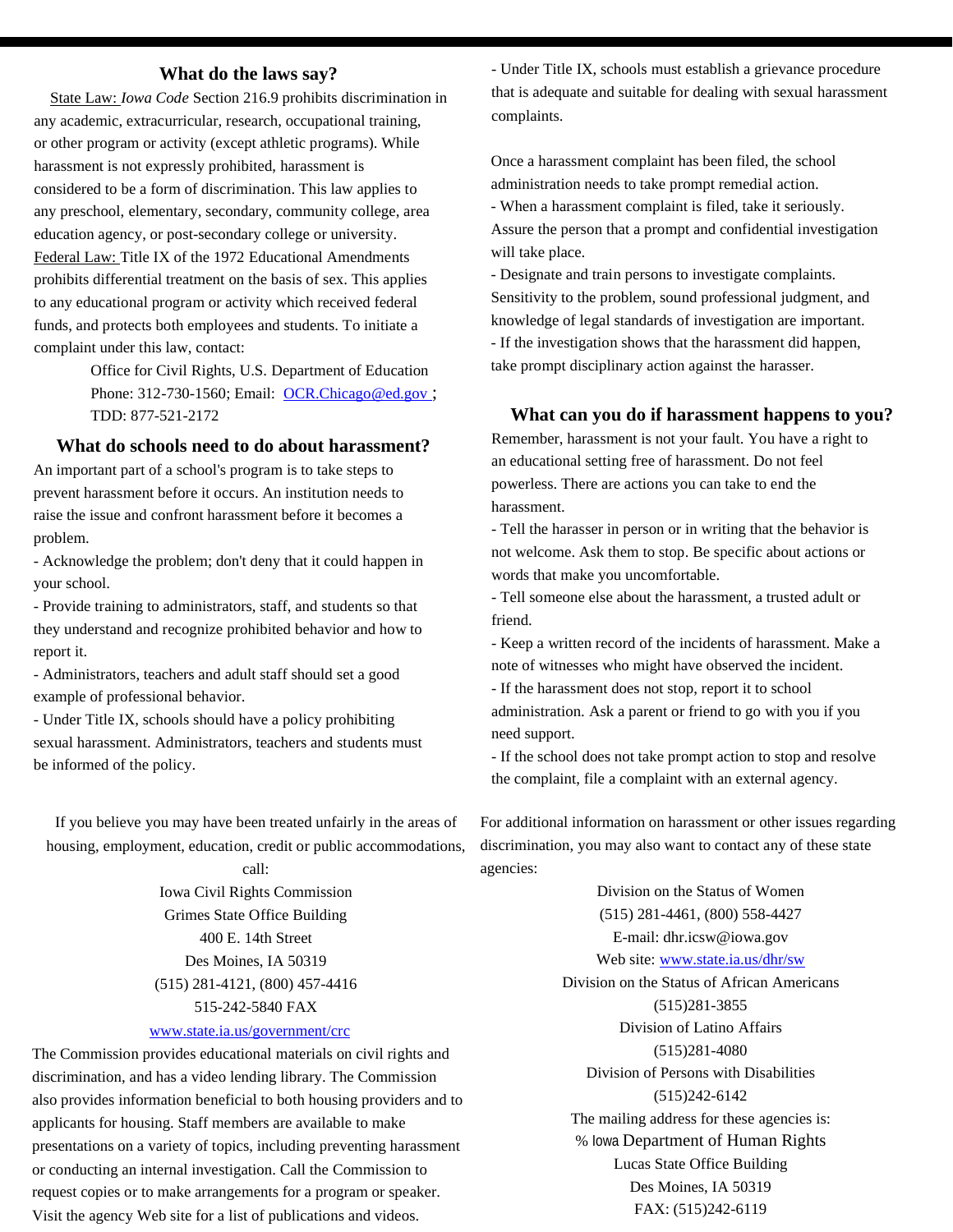## What do the laws say?

State Law: *Iowa Code* Section 216.9 prohibits discrimination in any academic, extracurricular, research, occupational training, or other program or activity (except athletic programs). While harassment is not expressly prohibited, harassment is considered to be a form of discrimination. This law applies to any preschool, elementary, secondary, community college, area education agency, or post-secondary college or university.

Federal Law: Title IX of the 1972 Educational Amendments prohibits differential treatment on the basis of sex. This applies to any educational program or activity which received federal funds, and protects both employees and students. To initiate a complaint under this law, contact:

> Office for Civil Rights, U.S. Department of Education
> Phone: 312-730-1560; Email: [OCR.Chicago@ed.gov](mailto:OCR.Chicago@ed.gov);
> TDD: 877-521-2172

## What do schools need to do about harassment?

An important part of a school's program is to take steps to prevent harassment before it occurs. An institution needs to raise the issue and confront harassment before it becomes a problem.

- Acknowledge the problem; don't deny that it could happen in your school.
- Provide training to administrators, staff, and students so that they understand and recognize prohibited behavior and how to report it.
- Administrators, teachers and adult staff should set a good example of professional behavior.
- Under Title IX, schools should have a policy prohibiting sexual harassment. Administrators, teachers and students must be informed of the policy.
- Under Title IX, schools must establish a grievance procedure that is adequate and suitable for dealing with sexual harassment complaints.

Once a harassment complaint has been filed, the school administration needs to take prompt remedial action.

- When a harassment complaint is filed, take it seriously. Assure the person that a prompt and confidential investigation will take place.
- Designate and train persons to investigate complaints. Sensitivity to the problem, sound professional judgment, and knowledge of legal standards of investigation are important.
- If the investigation shows that the harassment did happen, take prompt disciplinary action against the harasser.

## What can you do if harassment happens to you?

Remember, harassment is not your fault. You have a right to an educational setting free of harassment. Do not feel powerless. There are actions you can take to end the harassment.

- Tell the harasser in person or in writing that the behavior is not welcome. Ask them to stop. Be specific about actions or words that make you uncomfortable.
- Tell someone else about the harassment, a trusted adult or friend.
- Keep a written record of the incidents of harassment. Make a note of witnesses who might have observed the incident.
- If the harassment does not stop, report it to school administration. Ask a parent or friend to go with you if you need support.
- If the school does not take prompt action to stop and resolve the complaint, file a complaint with an external agency.

If you believe you may have been treated unfairly in the areas of housing, employment, education, credit or public accommodations, call:

Iowa Civil Rights Commission
Grimes State Office Building
400 E. 14th Street
Des Moines, IA 50319
(515) 281-4121, (800) 457-4416
515-242-5840 FAX
[www.state.ia.us/government/crc](http://www.state.ia.us/government/crc)

The Commission provides educational materials on civil rights and discrimination, and has a video lending library. The Commission also provides information beneficial to both housing providers and to applicants for housing. Staff members are available to make presentations on a variety of topics, including preventing harassment or conducting an internal investigation. Call the Commission to request copies or to make arrangements for a program or speaker. Visit the agency Web site for a list of publications and videos.

For additional information on harassment or other issues regarding discrimination, you may also want to contact any of these state agencies:

Division on the Status of Women
(515) 281-4461, (800) 558-4427
E-mail: dhr.icsw@iowa.gov
Web site: [www.state.ia.us/dhr/sw](http://www.state.ia.us/dhr/sw)

Division on the Status of African Americans
(515)281-3855

Division of Latino Affairs
(515)281-4080

Division of Persons with Disabilities
(515)242-6142

The mailing address for these agencies is:
% Iowa Department of Human Rights
Lucas State Office Building
Des Moines, IA 50319
FAX: (515)242-6119